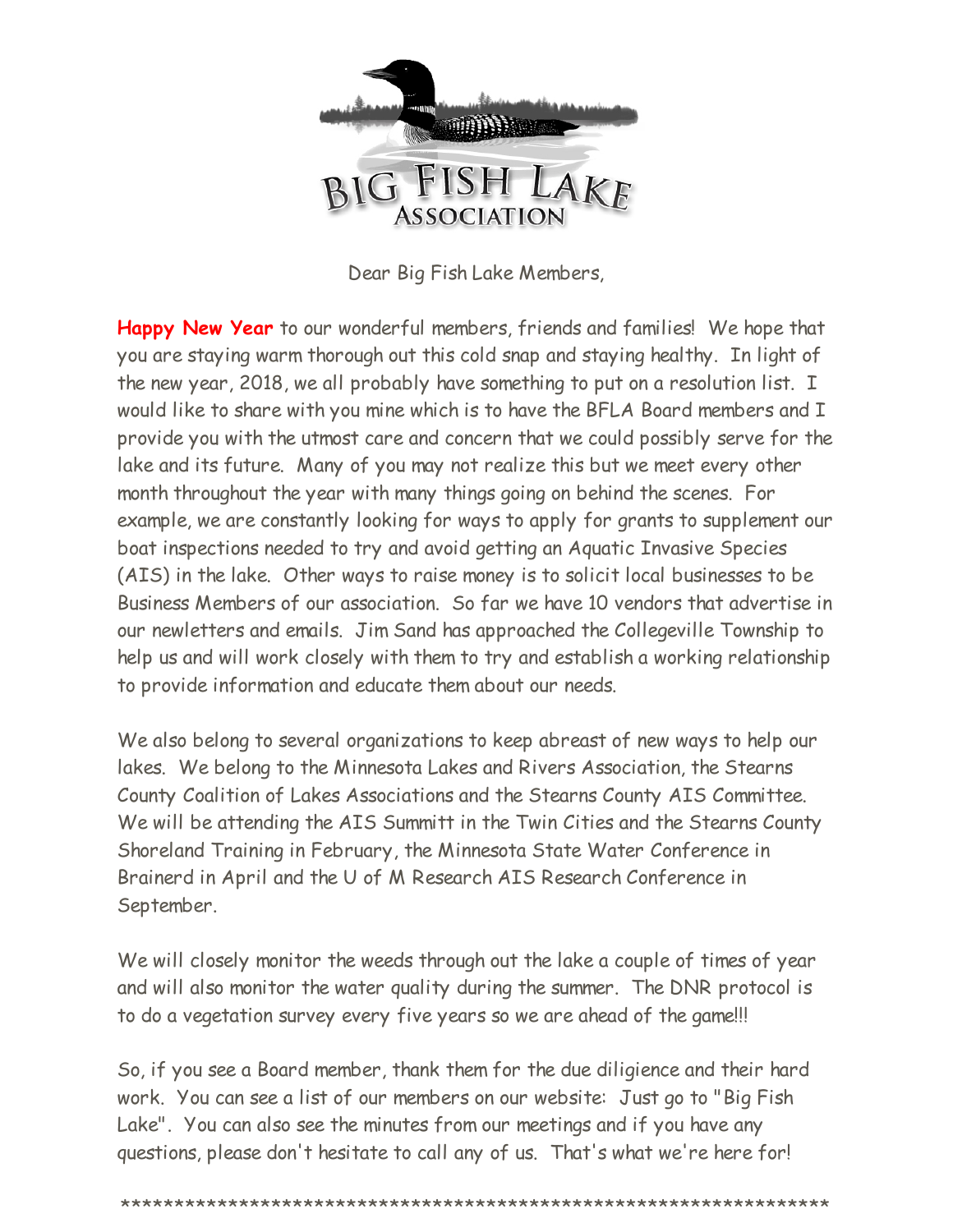# BIG FISH LAKE ASSOCIATION

Dear Big Fish Lake Members,

**Happy New Year** to our wonderful members, friends and families! We hope that you are staying warm thorough out this cold snap and staying healthy. In light of the new year, 2018, we all probably have something to put on a resolution list. I would like to share with you mine which is to have the BFLA Board members and I provide you with the utmost care and concern that we could possibly serve for the lake and its future. Many of you may not realize this but we meet every other month throughout the year with many things going on behind the scenes. For example, we are constantly looking for ways to apply for grants to supplement our boat inspections needed to try and avoid getting an Aquatic Invasive Species (AIS) in the lake. Other ways to raise money is to solicit local businesses to be Business Members of our association. So far we have 10 vendors that advertise in our newletters and emails. Jim Sand has approached the Collegeville Township to help us and will work closely with them to try and establish a working relationship to provide information and educate them about our needs.

We also belong to several organizations to keep abreast of new ways to help our lakes. We belong to the Minnesota Lakes and Rivers Association, the Stearns County Coalition of Lakes Associations and the Stearns County AIS Committee. We will be attending the AIS Summitt in the Twin Cities and the Stearns County Shoreland Training in February, the Minnesota State Water Conference in Brainerd in April and the U of M Research AIS Research Conference in September.

We will closely monitor the weeds through out the lake a couple of times of year and will also monitor the water quality during the summer. The DNR protocol is to do a vegetation survey every five years so we are ahead of the game!!!

So, if you see a Board member, thank them for the due diligience and their hard work. You can see a list of our members on our website: Just go to "Big Fish Lake". You can also see the minutes from our meetings and if you have any questions, please don't hesitate to call any of us. That's what we're here for!

*******************************************************************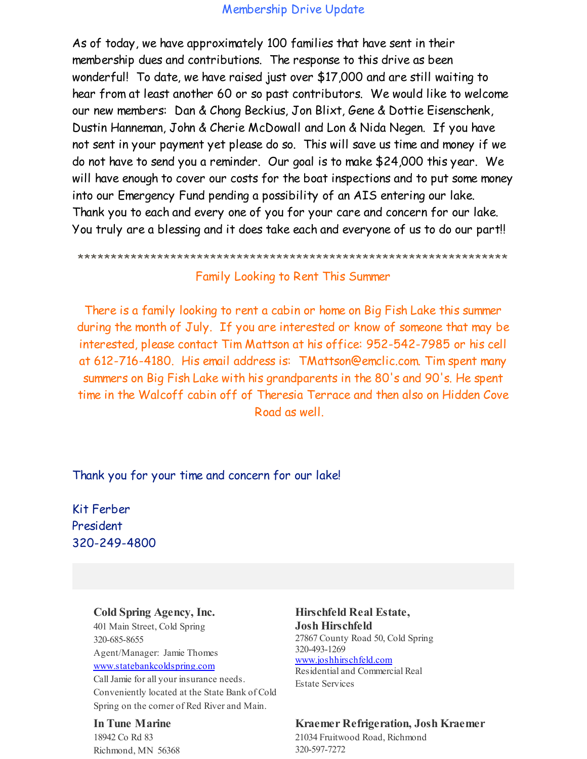## Membership Drive Update

As of today, we have approximately 100 families that have sent in their membership dues and contributions. The response to this drive as been wonderful! To date, we have raised just over $17,000 and are still waiting to hear from at least another 60 or so past contributors. We would like to welcome our new members: Dan & Chong Beckius, Jon Blixt, Gene & Dottie Eisenschenk, Dustin Hanneman, John & Cherie McDowall and Lon & Nida Negen. If you have not sent in your payment yet please do so. This will save us time and money if we do not have to send you a reminder. Our goal is to make $24,000 this year. We will have enough to cover our costs for the boat inspections and to put some money into our Emergency Fund pending a possibility of an AIS entering our lake. Thank you to each and every one of you for your care and concern for our lake. You truly are a blessing and it does take each and everyone of us to do our part!!

*****************************************************************

## Family Looking to Rent This Summer

There is a family looking to rent a cabin or home on Big Fish Lake this summer during the month of July. If you are interested or know of someone that may be interested, please contact Tim Mattson at his office: 952-542-7985 or his cell at 612-716-4180. His email address is: TMattson@emclic.com. Tim spent many summers on Big Fish Lake with his grandparents in the 80's and 90's. He spent time in the Walcoff cabin off of Theresia Terrace and then also on Hidden Cove Road as well.

Thank you for your time and concern for our lake!

Kit Ferber
President
320-249-4800

**Cold Spring Agency, Inc.**
401 Main Street, Cold Spring
320-685-8655
Agent/Manager: Jamie Thomes
www.statebankcoldspring.com
Call Jamie for all your insurance needs. Conveniently located at the State Bank of Cold Spring on the corner of Red River and Main.

**Hirschfeld Real Estate, Josh Hirschfeld**
27867 County Road 50, Cold Spring
320-493-1269
www.joshhirschfeld.com
Residential and Commercial Real Estate Services

**In Tune Marine**
18942 Co Rd 83
Richmond, MN 56368

**Kraemer Refrigeration, Josh Kraemer**
21034 Fruitwood Road, Richmond
320-597-7272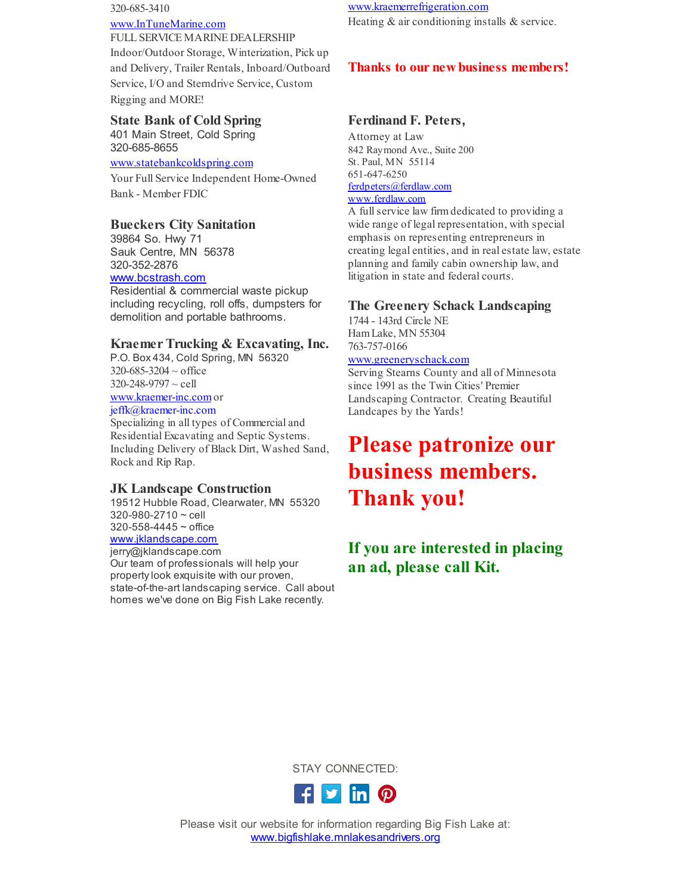320-685-3410

www.InTuneMarine.com

FULL SERVICE MARINE DEALERSHIP
Indoor/Outdoor Storage, Winterization, Pick up and Delivery, Trailer Rentals, Inboard/Outboard Service, I/O and Sterndrive Service, Custom Rigging and MORE!

### State Bank of Cold Spring

401 Main Street, Cold Spring
320-685-8655

www.statebankcoldspring.com

Your Full Service Independent Home-Owned Bank - Member FDIC

### Bueckers City Sanitation

39864 So. Hwy 71
Sauk Centre, MN 56378
320-352-2876
www.bcstrash.com
Residential & commercial waste pickup including recycling, roll offs, dumpsters for demolition and portable bathrooms.

### Kraemer Trucking & Excavating, Inc.

P.O. Box 434, Cold Spring, MN 56320
320-685-3204 ~ office
320-248-9797 ~ cell
www.kraemer-inc.com or
jeffk@kraemer-inc.com
Specializing in all types of Commercial and Residential Excavating and Septic Systems. Including Delivery of Black Dirt, Washed Sand, Rock and Rip Rap.

### JK Landscape Construction

19512 Hubble Road, Clearwater, MN 55320
320-980-2710 ~ cell
320-558-4445 ~ office
www.jklandscape.com
jerry@jklandscape.com
Our team of professionals will help your property look exquisite with our proven, state-of-the-art landscaping service. Call about homes we've done on Big Fish Lake recently.

www.kraemerrefrigeration.com

Heating & air conditioning installs & service.

**Thanks to our new business members!**

### Ferdinand F. Peters,

Attorney at Law
842 Raymond Ave., Suite 200
St. Paul, MN 55114
651-647-6250
ferdpeters@ferdlaw.com
www.ferdlaw.com
A full service law firm dedicated to providing a wide range of legal representation, with special emphasis on representing entrepreneurs in creating legal entities, and in real estate law, estate planning and family cabin ownership law, and litigation in state and federal courts.

### The Greenery Schack Landscaping

1744 - 143rd Circle NE
Ham Lake, MN 55304
763-757-0166
www.greeneryschack.com
Serving Stearns County and all of Minnesota since 1991 as the Twin Cities' Premier Landscaping Contractor. Creating Beautiful Landcapes by the Yards!

# Please patronize our business members. Thank you!

**If you are interested in placing an ad, please call Kit.**

STAY CONNECTED:

Please visit our website for information regarding Big Fish Lake at:
www.bigfishlake.mnlakesandrivers.org